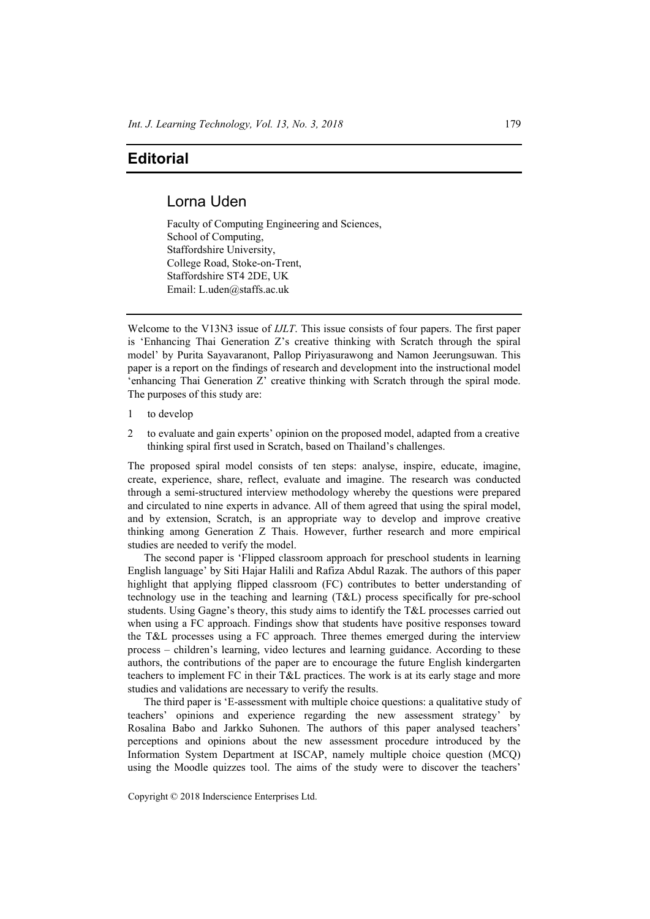# Editorial

## Lorna Uden

Faculty of Computing Engineering and Sciences,
School of Computing,
Staffordshire University,
College Road, Stoke-on-Trent,
Staffordshire ST4 2DE, UK
Email: L.uden@staffs.ac.uk

---

Welcome to the V13N3 issue of *IJLT*. This issue consists of four papers. The first paper is 'Enhancing Thai Generation Z's creative thinking with Scratch through the spiral model' by Purita Sayavaranont, Pallop Piriyasurawong and Namon Jeerungsuwan. This paper is a report on the findings of research and development into the instructional model 'enhancing Thai Generation Z' creative thinking with Scratch through the spiral mode. The purposes of this study are:

1. to develop
2. to evaluate and gain experts' opinion on the proposed model, adapted from a creative thinking spiral first used in Scratch, based on Thailand's challenges.

The proposed spiral model consists of ten steps: analyse, inspire, educate, imagine, create, experience, share, reflect, evaluate and imagine. The research was conducted through a semi-structured interview methodology whereby the questions were prepared and circulated to nine experts in advance. All of them agreed that using the spiral model, and by extension, Scratch, is an appropriate way to develop and improve creative thinking among Generation Z Thais. However, further research and more empirical studies are needed to verify the model.

The second paper is 'Flipped classroom approach for preschool students in learning English language' by Siti Hajar Halili and Rafiza Abdul Razak. The authors of this paper highlight that applying flipped classroom (FC) contributes to better understanding of technology use in the teaching and learning (T&L) process specifically for pre-school students. Using Gagne's theory, this study aims to identify the T&L processes carried out when using a FC approach. Findings show that students have positive responses toward the T&L processes using a FC approach. Three themes emerged during the interview process – children's learning, video lectures and learning guidance. According to these authors, the contributions of the paper are to encourage the future English kindergarten teachers to implement FC in their T&L practices. The work is at its early stage and more studies and validations are necessary to verify the results.

The third paper is 'E-assessment with multiple choice questions: a qualitative study of teachers' opinions and experience regarding the new assessment strategy' by Rosalina Babo and Jarkko Suhonen. The authors of this paper analysed teachers' perceptions and opinions about the new assessment procedure introduced by the Information System Department at ISCAP, namely multiple choice question (MCQ) using the Moodle quizzes tool. The aims of the study were to discover the teachers'

Copyright © 2018 Inderscience Enterprises Ltd.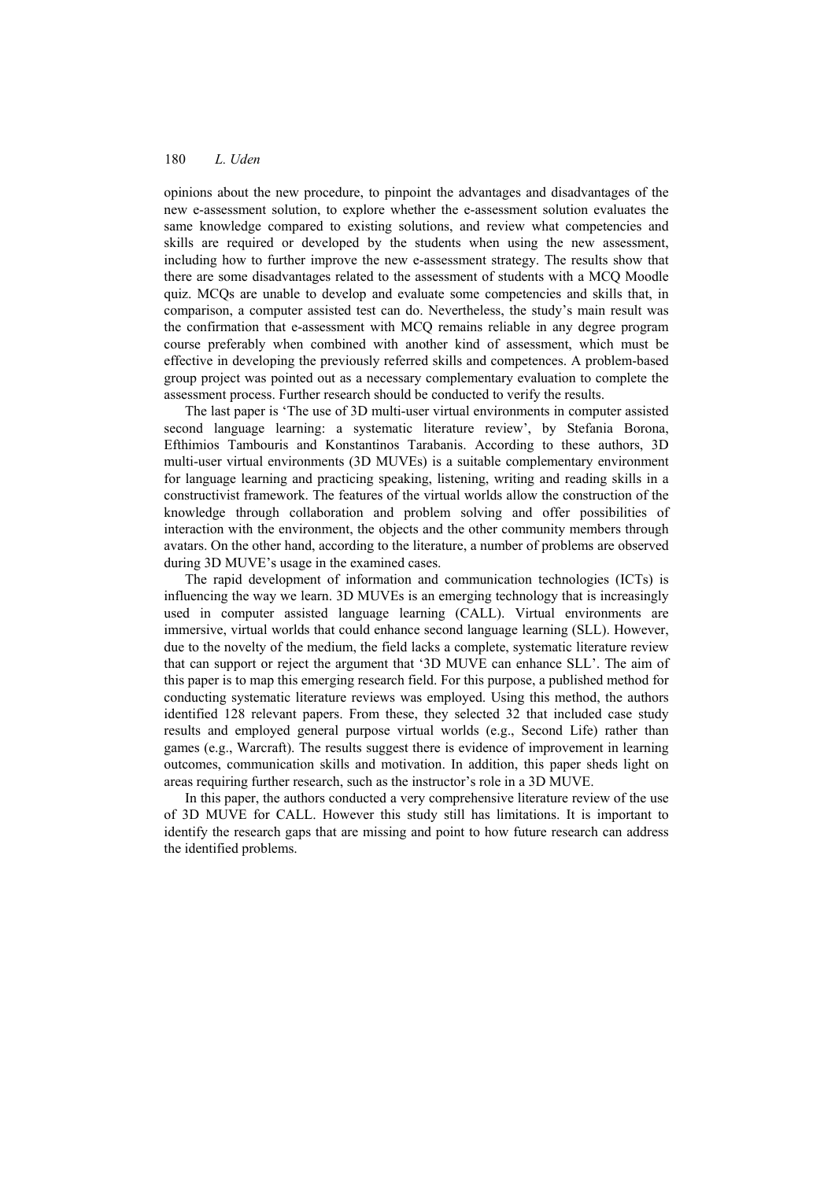opinions about the new procedure, to pinpoint the advantages and disadvantages of the new e-assessment solution, to explore whether the e-assessment solution evaluates the same knowledge compared to existing solutions, and review what competencies and skills are required or developed by the students when using the new assessment, including how to further improve the new e-assessment strategy. The results show that there are some disadvantages related to the assessment of students with a MCQ Moodle quiz. MCQs are unable to develop and evaluate some competencies and skills that, in comparison, a computer assisted test can do. Nevertheless, the study's main result was the confirmation that e-assessment with MCQ remains reliable in any degree program course preferably when combined with another kind of assessment, which must be effective in developing the previously referred skills and competences. A problem-based group project was pointed out as a necessary complementary evaluation to complete the assessment process. Further research should be conducted to verify the results.

The last paper is 'The use of 3D multi-user virtual environments in computer assisted second language learning: a systematic literature review', by Stefania Borona, Efthimios Tambouris and Konstantinos Tarabanis. According to these authors, 3D multi-user virtual environments (3D MUVEs) is a suitable complementary environment for language learning and practicing speaking, listening, writing and reading skills in a constructivist framework. The features of the virtual worlds allow the construction of the knowledge through collaboration and problem solving and offer possibilities of interaction with the environment, the objects and the other community members through avatars. On the other hand, according to the literature, a number of problems are observed during 3D MUVE's usage in the examined cases.

The rapid development of information and communication technologies (ICTs) is influencing the way we learn. 3D MUVEs is an emerging technology that is increasingly used in computer assisted language learning (CALL). Virtual environments are immersive, virtual worlds that could enhance second language learning (SLL). However, due to the novelty of the medium, the field lacks a complete, systematic literature review that can support or reject the argument that '3D MUVE can enhance SLL'. The aim of this paper is to map this emerging research field. For this purpose, a published method for conducting systematic literature reviews was employed. Using this method, the authors identified 128 relevant papers. From these, they selected 32 that included case study results and employed general purpose virtual worlds (e.g., Second Life) rather than games (e.g., Warcraft). The results suggest there is evidence of improvement in learning outcomes, communication skills and motivation. In addition, this paper sheds light on areas requiring further research, such as the instructor's role in a 3D MUVE.

In this paper, the authors conducted a very comprehensive literature review of the use of 3D MUVE for CALL. However this study still has limitations. It is important to identify the research gaps that are missing and point to how future research can address the identified problems.